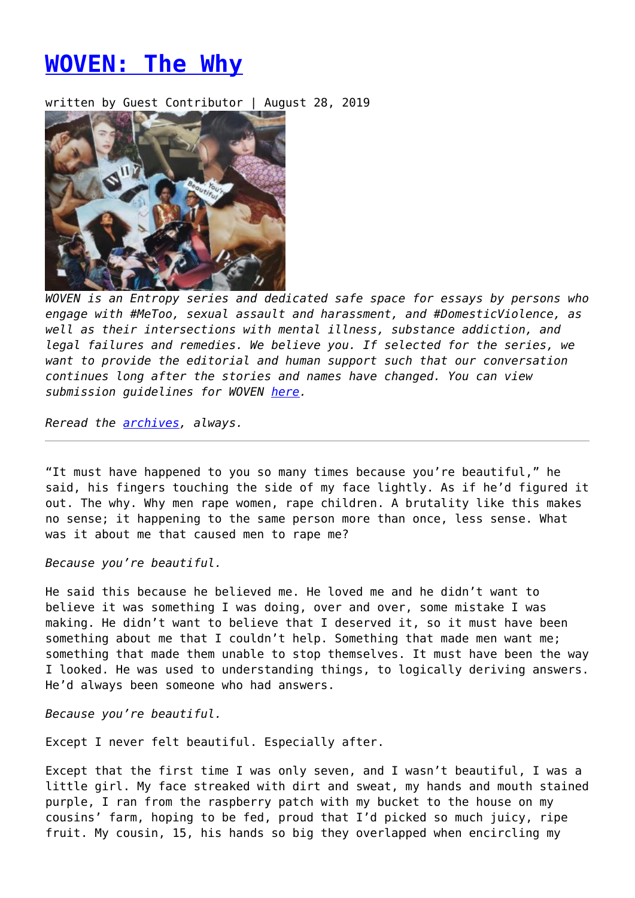# [WOVEN: The Why](#)

written by Guest Contributor | August 28, 2019

*WOVEN is an Entropy series and dedicated safe space for essays by persons who engage with #MeToo, sexual assault and harassment, and #DomesticViolence, as well as their intersections with mental illness, substance addiction, and legal failures and remedies. We believe you. If selected for the series, we want to provide the editorial and human support such that our conversation continues long after the stories and names have changed. You can view submission guidelines for WOVEN [here](#).*

*Reread the [archives](#), always.*

---

"It must have happened to you so many times because you're beautiful," he said, his fingers touching the side of my face lightly. As if he'd figured it out. The why. Why men rape women, rape children. A brutality like this makes no sense; it happening to the same person more than once, less sense. What was it about me that caused men to rape me?

*Because you're beautiful.*

He said this because he believed me. He loved me and he didn't want to believe it was something I was doing, over and over, some mistake I was making. He didn't want to believe that I deserved it, so it must have been something about me that I couldn't help. Something that made men want me; something that made them unable to stop themselves. It must have been the way I looked. He was used to understanding things, to logically deriving answers. He'd always been someone who had answers.

*Because you're beautiful.*

Except I never felt beautiful. Especially after.

Except that the first time I was only seven, and I wasn't beautiful, I was a little girl. My face streaked with dirt and sweat, my hands and mouth stained purple, I ran from the raspberry patch with my bucket to the house on my cousins' farm, hoping to be fed, proud that I'd picked so much juicy, ripe fruit. My cousin, 15, his hands so big they overlapped when encircling my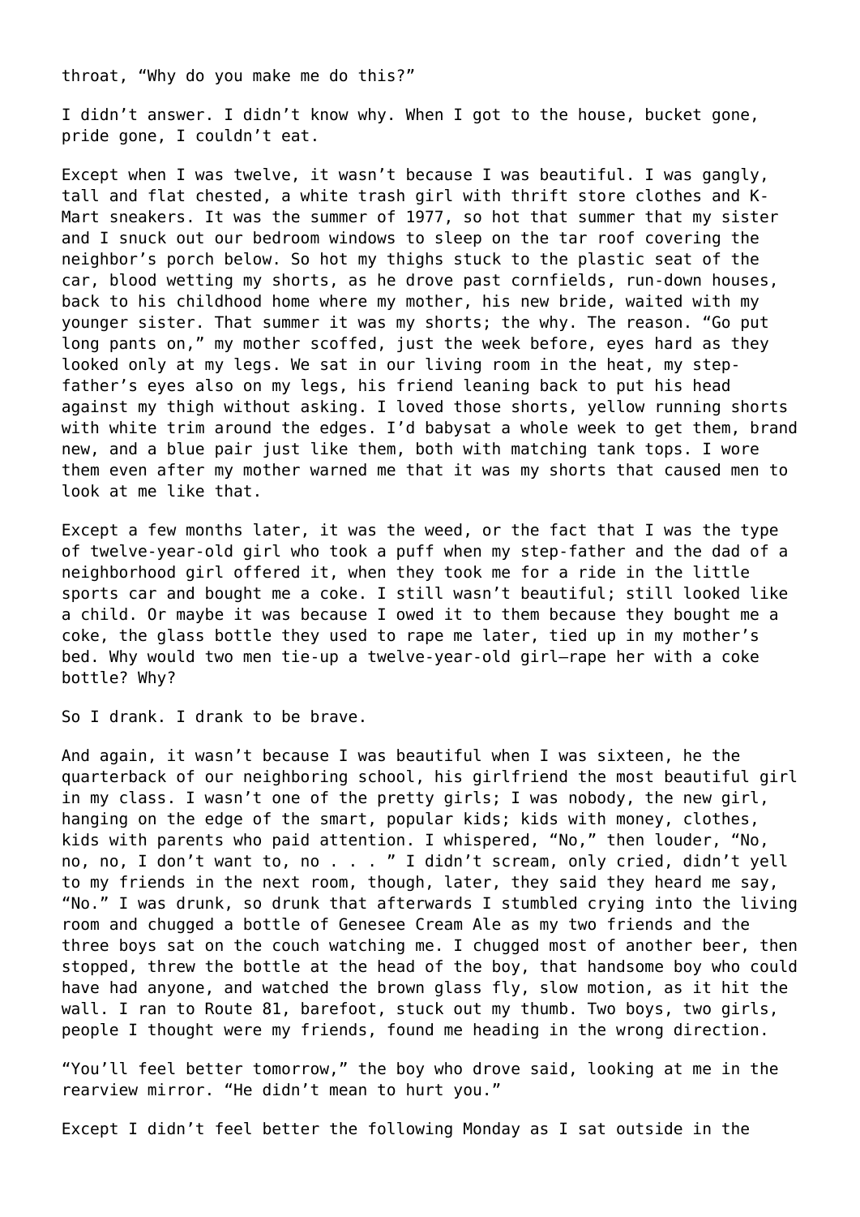throat, “Why do you make me do this?”

I didn’t answer. I didn’t know why. When I got to the house, bucket gone, pride gone, I couldn’t eat.

Except when I was twelve, it wasn’t because I was beautiful. I was gangly, tall and flat chested, a white trash girl with thrift store clothes and K-Mart sneakers. It was the summer of 1977, so hot that summer that my sister and I snuck out our bedroom windows to sleep on the tar roof covering the neighbor’s porch below. So hot my thighs stuck to the plastic seat of the car, blood wetting my shorts, as he drove past cornfields, run-down houses, back to his childhood home where my mother, his new bride, waited with my younger sister. That summer it was my shorts; the why. The reason. “Go put long pants on,” my mother scoffed, just the week before, eyes hard as they looked only at my legs. We sat in our living room in the heat, my step-father’s eyes also on my legs, his friend leaning back to put his head against my thigh without asking. I loved those shorts, yellow running shorts with white trim around the edges. I’d babysat a whole week to get them, brand new, and a blue pair just like them, both with matching tank tops. I wore them even after my mother warned me that it was my shorts that caused men to look at me like that.

Except a few months later, it was the weed, or the fact that I was the type of twelve-year-old girl who took a puff when my step-father and the dad of a neighborhood girl offered it, when they took me for a ride in the little sports car and bought me a coke. I still wasn’t beautiful; still looked like a child. Or maybe it was because I owed it to them because they bought me a coke, the glass bottle they used to rape me later, tied up in my mother’s bed. Why would two men tie-up a twelve-year-old girl—rape her with a coke bottle? Why?

So I drank. I drank to be brave.

And again, it wasn’t because I was beautiful when I was sixteen, he the quarterback of our neighboring school, his girlfriend the most beautiful girl in my class. I wasn’t one of the pretty girls; I was nobody, the new girl, hanging on the edge of the smart, popular kids; kids with money, clothes, kids with parents who paid attention. I whispered, “No,” then louder, “No, no, no, I don’t want to, no . . . ” I didn’t scream, only cried, didn’t yell to my friends in the next room, though, later, they said they heard me say, “No.” I was drunk, so drunk that afterwards I stumbled crying into the living room and chugged a bottle of Genesee Cream Ale as my two friends and the three boys sat on the couch watching me. I chugged most of another beer, then stopped, threw the bottle at the head of the boy, that handsome boy who could have had anyone, and watched the brown glass fly, slow motion, as it hit the wall. I ran to Route 81, barefoot, stuck out my thumb. Two boys, two girls, people I thought were my friends, found me heading in the wrong direction.

“You’ll feel better tomorrow,” the boy who drove said, looking at me in the rearview mirror. “He didn’t mean to hurt you.”

Except I didn’t feel better the following Monday as I sat outside in the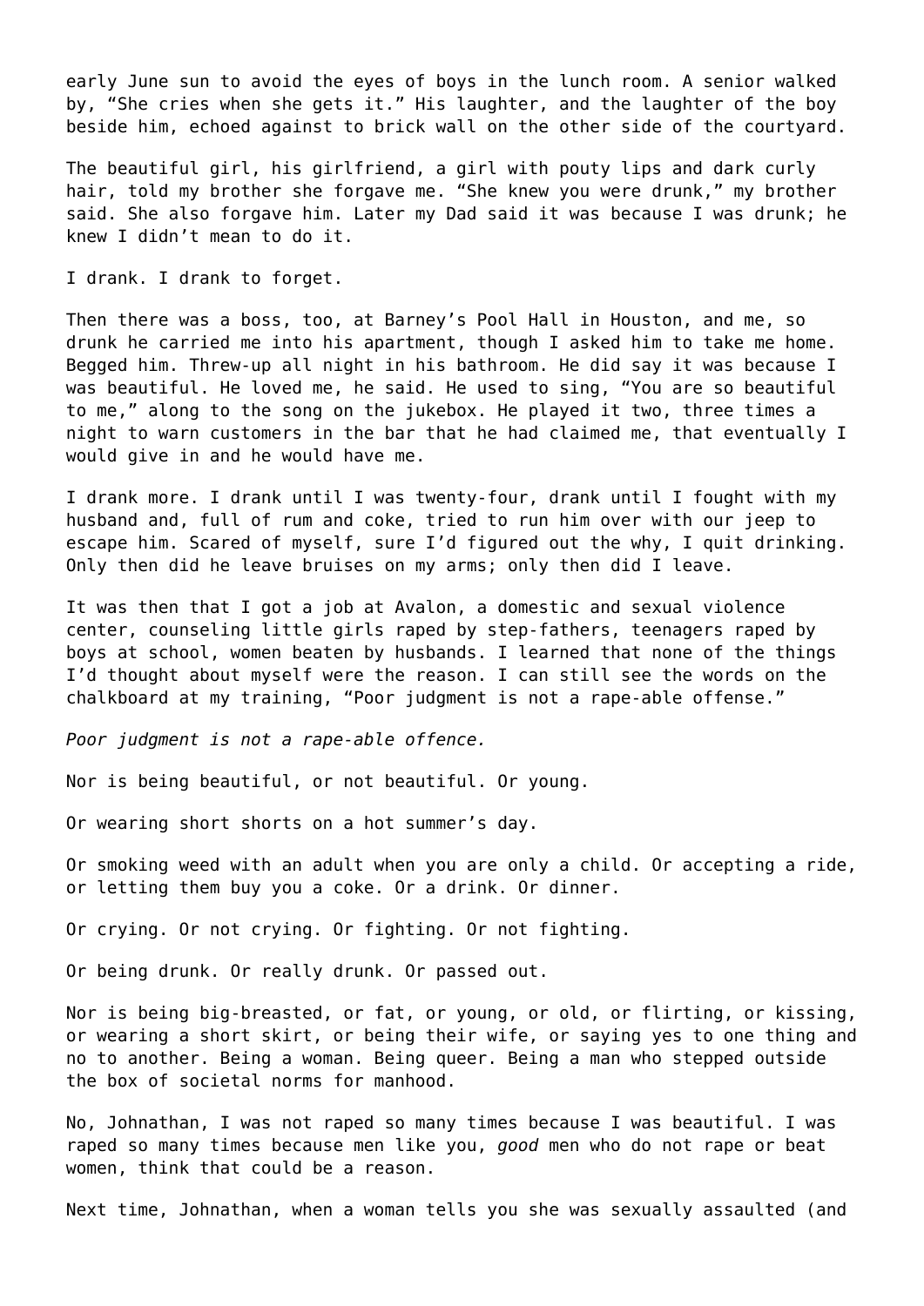early June sun to avoid the eyes of boys in the lunch room. A senior walked by, "She cries when she gets it." His laughter, and the laughter of the boy beside him, echoed against to brick wall on the other side of the courtyard.

The beautiful girl, his girlfriend, a girl with pouty lips and dark curly hair, told my brother she forgave me. "She knew you were drunk," my brother said. She also forgave him. Later my Dad said it was because I was drunk; he knew I didn't mean to do it.

I drank. I drank to forget.

Then there was a boss, too, at Barney's Pool Hall in Houston, and me, so drunk he carried me into his apartment, though I asked him to take me home. Begged him. Threw-up all night in his bathroom. He did say it was because I was beautiful. He loved me, he said. He used to sing, "You are so beautiful to me," along to the song on the jukebox. He played it two, three times a night to warn customers in the bar that he had claimed me, that eventually I would give in and he would have me.

I drank more. I drank until I was twenty-four, drank until I fought with my husband and, full of rum and coke, tried to run him over with our jeep to escape him. Scared of myself, sure I'd figured out the why, I quit drinking. Only then did he leave bruises on my arms; only then did I leave.

It was then that I got a job at Avalon, a domestic and sexual violence center, counseling little girls raped by step-fathers, teenagers raped by boys at school, women beaten by husbands. I learned that none of the things I'd thought about myself were the reason. I can still see the words on the chalkboard at my training, "Poor judgment is not a rape-able offense."

*Poor judgment is not a rape-able offence.*

Nor is being beautiful, or not beautiful. Or young.

Or wearing short shorts on a hot summer's day.

Or smoking weed with an adult when you are only a child. Or accepting a ride, or letting them buy you a coke. Or a drink. Or dinner.

Or crying. Or not crying. Or fighting. Or not fighting.

Or being drunk. Or really drunk. Or passed out.

Nor is being big-breasted, or fat, or young, or old, or flirting, or kissing, or wearing a short skirt, or being their wife, or saying yes to one thing and no to another. Being a woman. Being queer. Being a man who stepped outside the box of societal norms for manhood.

No, Johnathan, I was not raped so many times because I was beautiful. I was raped so many times because men like you, *good* men who do not rape or beat women, think that could be a reason.

Next time, Johnathan, when a woman tells you she was sexually assaulted (and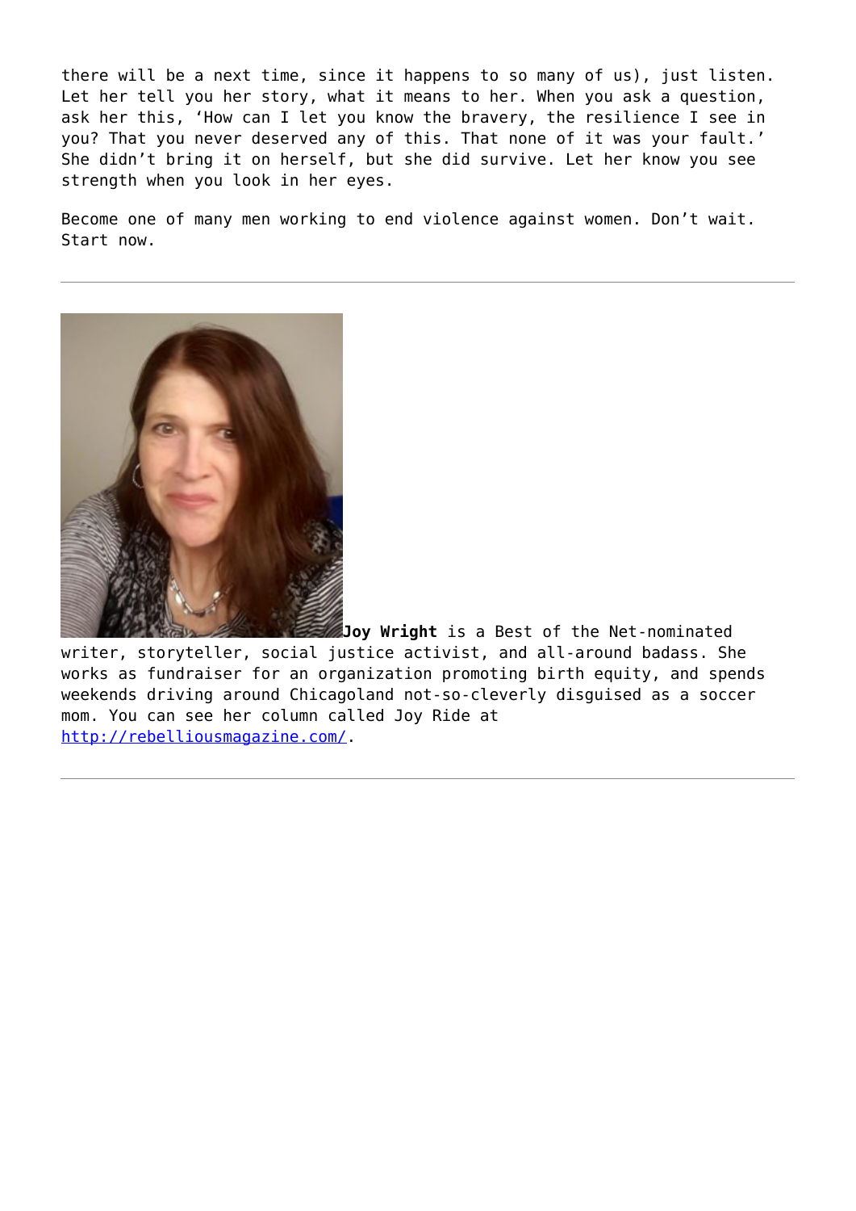there will be a next time, since it happens to so many of us), just listen. Let her tell you her story, what it means to her. When you ask a question, ask her this, 'How can I let you know the bravery, the resilience I see in you? That you never deserved any of this. That none of it was your fault.' She didn't bring it on herself, but she did survive. Let her know you see strength when you look in her eyes.

Become one of many men working to end violence against women. Don't wait. Start now.

---

**Joy Wright** is a Best of the Net-nominated writer, storyteller, social justice activist, and all-around badass. She works as fundraiser for an organization promoting birth equity, and spends weekends driving around Chicagoland not-so-cleverly disguised as a soccer mom. You can see her column called Joy Ride at [http://rebelliousmagazine.com/](http://rebelliousmagazine.com/).

---